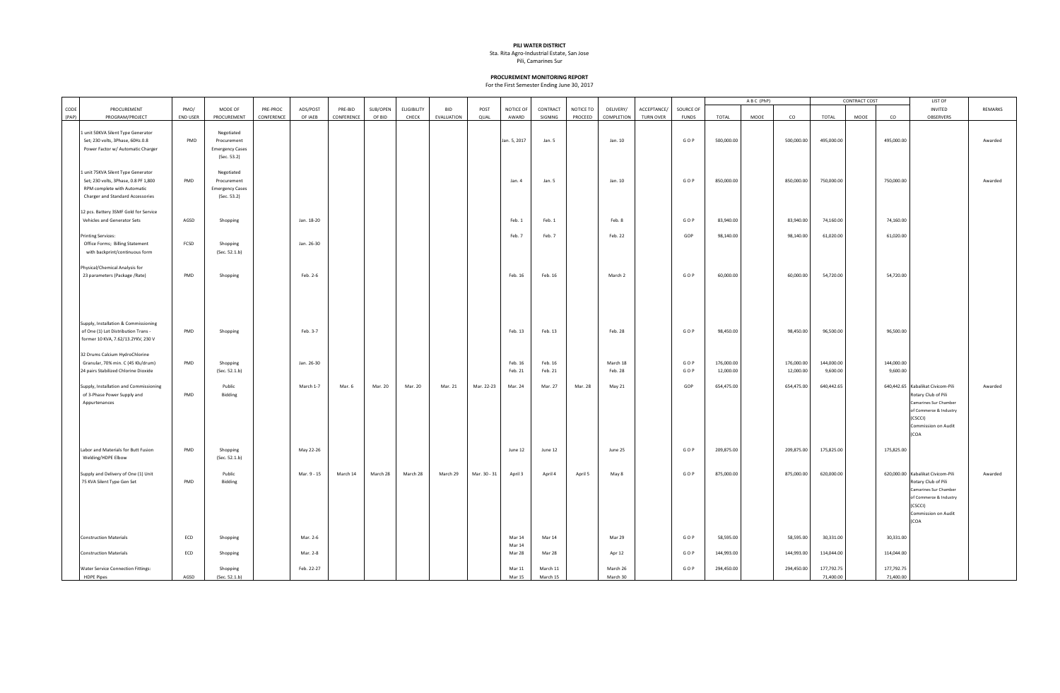**PILI WATER DISTRICT**
Sta. Rita Agro-Industrial Estate, San Jose
Pili, Camarines Sur

**PROCUREMENT MONITORING REPORT**
For the First Semester Ending June 30, 2017

| CODE (PAP) | PROCUREMENT PROGRAM/PROJECT | PMO/ END USER | MODE OF PROCUREMENT | PRE-PROC CONFERENCE | ADS/POST OF IAEB | PRE-BID CONFERENCE | SUB/OPEN OF BID | ELIGIBILITY CHECK | BID EVALUATION | POST QUAL | NOTICE OF AWARD | CONTRACT SIGNING | NOTICE TO PROCEED | DELIVERY/ COMPLETION | ACCEPTANCE/ TURN OVER | SOURCE OF FUNDS | A B C (PhP) | | | CONTRACT COST | | | LIST OF INVITED OBSERVERS | REMARKS |
|---|---|---|---|---|---|---|---|---|---|---|---|---|---|---|---|---|---|---|---|---|---|---|---|---|
| | | | | | | | | | | | | | | | | | TOTAL | MOOE | CO | TOTAL | MOOE | CO | | |
| | 1 unit 50KVA Silent Type Generator Set; 230 volts, 3Phase, 60Hz.0.8 Power Factor w/ Automatic Charger | PMD | Negotiated Procurement Emergency Cases (Sec. 53.2) | | | | | | | | Jan. 5, 2017 | Jan. 5 | | Jan. 10 | | G O P | 500,000.00 | | 500,000.00 | 495,000.00 | | 495,000.00 | | Awarded |
| | 1 unit 75KVA Silent Type Generator Set; 230 volts, 3Phase, 0.8 PF 1,800 RPM complete with Automatic Charger and Standard Accessories | PMD | Negotiated Procurement Emergency Cases (Sec. 53.2) | | | | | | | | Jan. 4 | Jan. 5 | | Jan. 10 | | G O P | 850,000.00 | | 850,000.00 | 750,000.00 | | 750,000.00 | | Awarded |
| | 12 pcs. Battery 3SMF Gold for Service Vehicles and Generator Sets | AGSD | Shopping | | Jan. 18-20 | | | | | | Feb. 1 | Feb. 1 | | Feb. 8 | | G O P | 83,940.00 | | 83,940.00 | 74,160.00 | | 74,160.00 | | |
| | Printing Services: Office Forms; Billing Statement with backprint/continuous form | FCSD | Shopping (Sec. 52.1.b) | | Jan. 26-30 | | | | | | Feb. 7 | Feb. 7 | | Feb. 22 | | GOP | 98,140.00 | | 98,140.00 | 61,020.00 | | 61,020.00 | | |
| | Physical/Chemical Analysis for 23 parameters (Package /Rate) | PMD | Shopping | | Feb. 2-6 | | | | | | Feb. 16 | Feb. 16 | | March 2 | | G O P | 60,000.00 | | 60,000.00 | 54,720.00 | | 54,720.00 | | |
| | Supply, Installation & Commissioning of One (1) Lot Distribution Trans - former 10 KVA, 7.62/13.2YKV, 230 V | PMD | Shopping | | Feb. 3-7 | | | | | | Feb. 13 | Feb. 13 | | Feb. 28 | | G O P | 98,450.00 | | 98,450.00 | 96,500.00 | | 96,500.00 | | |
| | 32 Drums Calcium HydroChlorine Granular, 70% min. C (45 Kls/drum) | PMD | Shopping (Sec. 52.1.b) | | Jan. 26-30 | | | | | | Feb. 16 | Feb. 16 | | March 18 | | G O P | 176,000.00 | | 176,000.00 | 144,000.00 | | 144,000.00 | | |
| | 24 pairs Stabilized Chlorine Dioxide | | | | | | | | | | Feb. 21 | Feb. 21 | | Feb. 28 | | G O P | 12,000.00 | | 12,000.00 | 9,600.00 | | 9,600.00 | | |
| | Supply, Installation and Commissioning of 3-Phase Power Supply and Appurtenances | PMD | Public Bidding | | March 1-7 | Mar. 6 | Mar. 20 | Mar. 20 | Mar. 21 | Mar. 22-23 | Mar. 24 | Mar. 27 | Mar. 28 | May 21 | | GOP | 654,475.00 | | 654,475.00 | 640,442.65 | | 640,442.65 | Kabalikat Civicom-Pili Rotary Club of Pili Camarines Sur Chamber of Commerce & Industry (CSCCI) Commission on Audit (COA | Awarded |
| | Labor and Materials for Butt Fusion Welding/HDPE Elbow | PMD | Shopping (Sec. 52.1.b) | | May 22-26 | | | | | | June 12 | June 12 | | June 25 | | G O P | 209,875.00 | | 209,875.00 | 175,825.00 | | 175,825.00 | | |
| | Supply and Delivery of One (1) Unit 75 KVA Silent Type Gen Set | PMD | Public Bidding | | Mar. 9 - 15 | March 14 | March 28 | March 28 | March 29 | Mar. 30 - 31 | April 3 | April 4 | April 5 | May 8 | | G O P | 875,000.00 | | 875,000.00 | 620,000.00 | | 620,000.00 | Kabalikat Civicom-Pili Rotary Club of Pili Camarines Sur Chamber of Commerce & Industry (CSCCI) Commission on Audit (COA | Awarded |
| | Construction Materials | ECD | Shopping | | Mar. 2-6 | | | | | | Mar 14 | Mar 14 | | Mar 29 | | G O P | 58,595.00 | | 58,595.00 | 30,331.00 | | 30,331.00 | | |
| | Construction Materials | ECD | Shopping | | Mar. 2-8 | | | | | | Mar 14 Mar 28 | Mar 28 | | Apr 12 | | G O P | 144,993.00 | | 144,993.00 | 114,044.00 | | 114,044.00 | | |
| | Water Service Connection Fittings: HDPE Pipes | AGSD | Shopping (Sec. 52.1.b) | | Feb. 22-27 | | | | | | Mar 11 Mar 15 | March 11 March 15 | | March 26 March 30 | | G O P | 294,450.00 | | 294,450.00 | 177,792.75 71,400.00 | | 177,792.75 71,400.00 | | |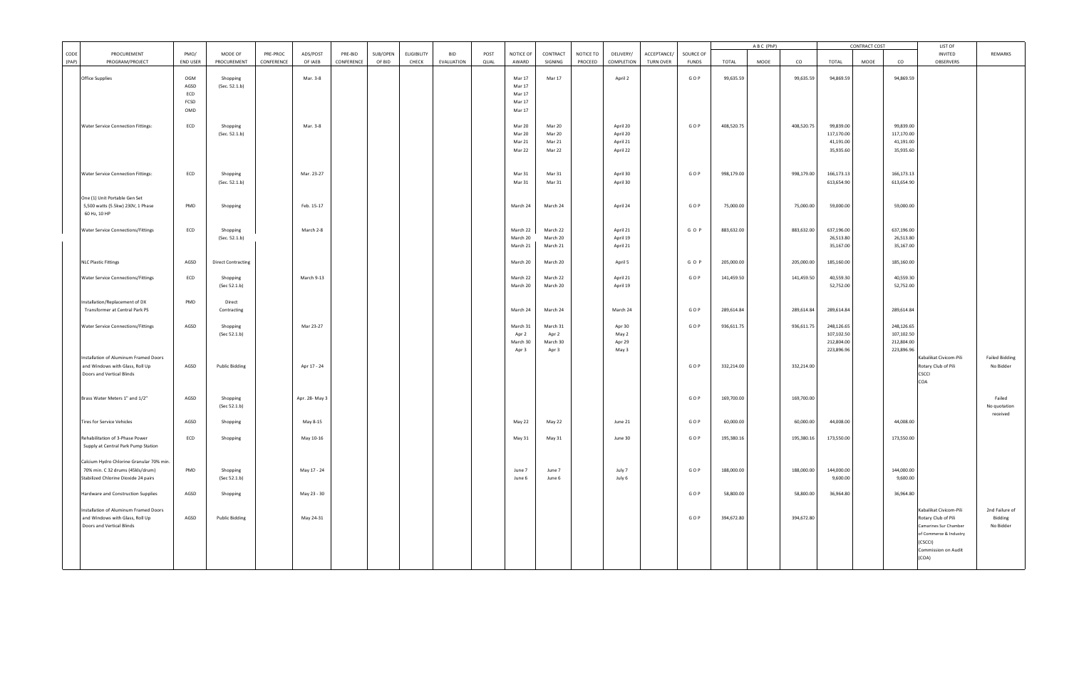| CODE (PAP) | PROCUREMENT PROGRAM/PROJECT | PMO/ END USER | MODE OF PROCUREMENT | PRE-PROC CONFERENCE | ADS/POST OF IAEB | PRE-BID CONFERENCE | SUB/OPEN OF BID | ELIGIBILITY CHECK | BID EVALUATION | POST QUAL | NOTICE OF AWARD | CONTRACT SIGNING | NOTICE TO PROCEED | DELIVERY/ COMPLETION | ACCEPTANCE/ TURN OVER | SOURCE OF FUNDS | A B C (PhP) | | | CONTRACT COST | | | LIST OF INVITED OBSERVERS | REMARKS |
|---|---|---|---|---|---|---|---|---|---|---|---|---|---|---|---|---|---|---|---|---|---|---|---|---|
| | | | | | | | | | | | | | | | | | TOTAL | MOOE | CO | TOTAL | MOOE | CO | | |
| | Office Supplies | OGM AGSD ECD FCSD OMD | Shopping (Sec. 52.1.b) | | Mar. 3-8 | | | | | | Mar 17 Mar 17 Mar 17 Mar 17 Mar 17 | Mar 17 | | April 2 | | G O P | 99,635.59 | | 99,635.59 | 94,869.59 | | 94,869.59 | | |
| | Water Service Connection Fittings: | ECD | Shopping (Sec. 52.1.b) | | Mar. 3-8 | | | | | | Mar 20 Mar 20 Mar 21 Mar 22 | Mar 20 Mar 20 Mar 21 Mar 22 | | April 20 April 20 April 21 April 22 | | G O P | 408,520.75 | | 408,520.75 | 99,839.00 117,170.00 41,191.00 35,935.60 | | 99,839.00 117,170.00 41,191.00 35,935.60 | | |
| | Water Service Connection Fittings: | ECD | Shopping (Sec. 52.1.b) | | Mar. 23-27 | | | | | | Mar 31 Mar 31 | Mar 31 Mar 31 | | April 30 April 30 | | G O P | 998,179.00 | | 998,179.00 | 166,173.13 613,654.90 | | 166,173.13 613,654.90 | | |
| | One (1) Unit Portable Gen Set 5,500 watts (5.5kw) 230V, 1 Phase 60 Hz, 10 HP | PMD | Shopping | | Feb. 15-17 | | | | | | March 24 | March 24 | | April 24 | | G O P | 75,000.00 | | 75,000.00 | 59,000.00 | | 59,000.00 | | |
| | Water Service Connections/Fittings | ECD | Shopping (Sec. 52.1.b) | | March 2-8 | | | | | | March 22 March 20 March 21 | March 22 March 20 March 21 | | April 21 April 19 April 21 | | G O P | 883,632.00 | | 883,632.00 | 637,196.00 26,513.80 35,167.00 | | 637,196.00 26,513.80 35,167.00 | | |
| | NLC Plastic Fittings | AGSD | Direct Contracting | | | | | | | | March 20 | March 20 | | April 5 | | G O P | 205,000.00 | | 205,000.00 | 185,160.00 | | 185,160.00 | | |
| | Water Service Connections/Fittings | ECD | Shopping (Sec 52.1.b) | | March 9-13 | | | | | | March 22 March 20 | March 22 March 20 | | April 21 April 19 | | G O P | 141,459.50 | | 141,459.50 | 40,559.30 52,752.00 | | 40,559.30 52,752.00 | | |
| | Installation/Replacement of DX Transformer at Central Park PS | PMD | Direct Contracting | | | | | | | | March 24 | March 24 | | March 24 | | G O P | 289,614.84 | | 289,614.84 | 289,614.84 | | 289,614.84 | | |
| | Water Service Connections/Fittings | AGSD | Shopping (Sec 52.1.b) | | Mar 23-27 | | | | | | March 31 Apr 2 March 30 Apr 3 | March 31 Apr 2 March 30 Apr 3 | | Apr 30 May 2 Apr 29 May 3 | | G O P | 936,611.75 | | 936,611.75 | 248,126.65 107,102.50 212,804.00 223,896.96 | | 248,126.65 107,102.50 212,804.00 223,896.96 | | |
| | Installation of Aluminum Framed Doors and Windows with Glass, Roll Up Doors and Vertical Blinds | AGSD | Public Bidding | | Apr 17 - 24 | | | | | | | | | | | G O P | 332,214.00 | | 332,214.00 | | | | Kabalikat Civicom-Pili Rotary Club of Pili CSCCI COA | Failed Bidding No Bidder |
| | Brass Water Meters 1" and 1/2" | AGSD | Shopping (Sec 52.1.b) | | Apr. 28- May 3 | | | | | | | | | | | G O P | 169,700.00 | | 169,700.00 | | | | | Failed No quotation received |
| | Tires for Service Vehicles | AGSD | Shopping | | May 8-15 | | | | | | May 22 | May 22 | | June 21 | | G O P | 60,000.00 | | 60,000.00 | 44,008.00 | | 44,008.00 | | |
| | Rehabilitation of 3-Phase Power Supply at Central Park Pump Station | ECD | Shopping | | May 10-16 | | | | | | May 31 | May 31 | | June 30 | | G O P | 195,380.16 | | 195,380.16 | 173,550.00 | | 173,550.00 | | |
| | Calcium Hydro Chlorine Granular 70% min. 70% min. C 32 drums (45kls/drum) Stabilized Chlorine Dioxide 24 pairs | PMD | Shopping (Sec 52.1.b) | | May 17 - 24 | | | | | | June 7 June 6 | June 7 June 6 | | July 7 July 6 | | G O P | 188,000.00 | | 188,000.00 | 144,000.00 9,600.00 | | 144,000.00 9,600.00 | | |
| | Hardware and Construction Supplies | AGSD | Shopping | | May 23 - 30 | | | | | | | | | | | G O P | 58,800.00 | | 58,800.00 | 36,964.80 | | 36,964.80 | | |
| | Installation of Aluminum Framed Doors and Windows with Glass, Roll Up Doors and Vertical Blinds | AGSD | Public Bidding | | May 24-31 | | | | | | | | | | | G O P | 394,672.80 | | 394,672.80 | | | | Kabalikat Civicom-Pili Rotary Club of Pili Camarines Sur Chamber of Commerce & Industry (CSCCI) Commission on Audit (COA) | 2nd Failure of Bidding No Bidder |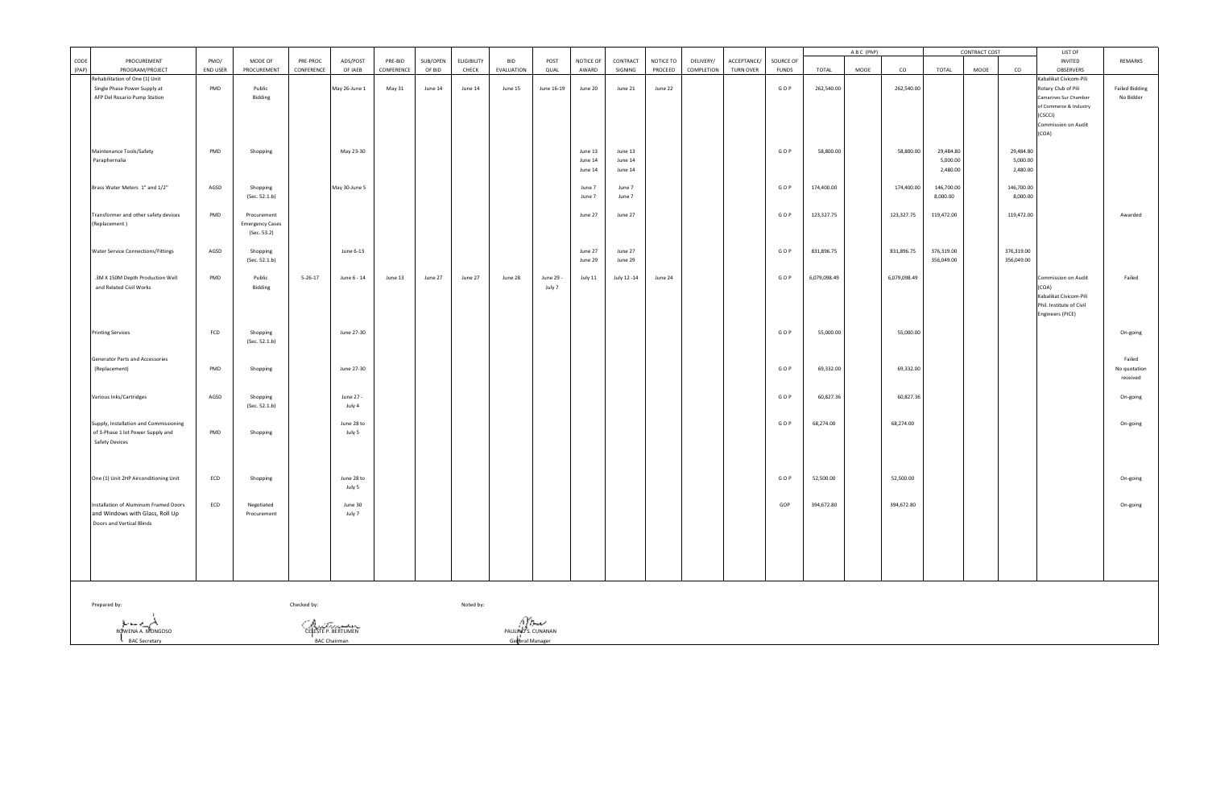| CODE (PAP) | PROCUREMENT PROGRAM/PROJECT | PMO/ END USER | MODE OF PROCUREMENT | PRE-PROC CONFERENCE | ADS/POST OF IAEB | PRE-BID CONFERENCE | SUB/OPEN OF BID | ELIGIBILITY CHECK | BID EVALUATION | POST QUAL | NOTICE OF AWARD | CONTRACT SIGNING | NOTICE TO PROCEED | DELIVERY/ COMPLETION | ACCEPTANCE/ TURN OVER | SOURCE OF FUNDS | A B C (PhP) | | | CONTRACT COST | | | LIST OF INVITED OBSERVERS | REMARKS |
|---|---|---|---|---|---|---|---|---|---|---|---|---|---|---|---|---|---|---|---|---|---|---|---|---|
| | | | | | | | | | | | | | | | | | TOTAL | MOOE | CO | TOTAL | MOOE | CO | | |
| | Rehabilitation of One (1) Unit Single Phase Power Supply at AFP Del Rosario Pump Station | PMD | Public Bidding | | May 26-June 1 | May 31 | June 14 | June 14 | June 15 | June 16-19 | June 20 | June 21 | June 22 | | | G O P | 262,540.00 | | 262,540.00 | | | | Kabalikat Civicom-Pili Rotary Club of Pili Camarines Sur Chamber of Commerce & Industry (CSCCI) Commission on Audit (COA) | Failed Bidding No Bidder |
| | Maintenance Tools/Safety Paraphernalia | PMD | Shopping | | May 23-30 | | | | | | June 13 June 14 June 14 | June 13 June 14 June 14 | | | | G O P | 58,800.00 | | 58,800.00 | 29,484.80 5,000.00 2,480.00 | | 29,484.80 5,000.00 2,480.00 | | |
| | Brass Water Meters 1" and 1/2" | AGSD | Shopping (Sec. 52.1.b) | | May 30-June 5 | | | | | | June 7 June 7 | June 7 June 7 | | | | G O P | 174,400.00 | | 174,400.00 | 146,700.00 8,000.00 | | 146,700.00 8,000.00 | | |
| | Transformer and other safety devices (Replacement ) | PMD | Procurement Emergency Cases (Sec. 53.2) | | | | | | | | June 27 | June 27 | | | | G O P | 123,327.75 | | 123,327.75 | 119,472.00 | | 119,472.00 | | Awarded |
| | Water Service Connections/Fittings | AGSD | Shopping (Sec. 52.1.b) | | June 6-13 | | | | | | June 27 June 29 | June 27 June 29 | | | | G O P | 831,896.75 | | 831,896.75 | 376,319.00 356,049.00 | | 376,319.00 356,049.00 | | |
| | .3M X 150M Depth Production Well and Related Civil Works | PMD | Public Bidding | 5-26-17 | June 6 - 14 | June 13 | June 27 | June 27 | June 28 | June 29 - July 7 | July 11 | July 12 -14 | June 24 | | | G O P | 6,079,098.49 | | 6,079,098.49 | | | | Commission on Audit (COA) Kabalikat Civicom-Pili Phil. Institute of Civil Engineers (PICE) | Failed |
| | Printing Services | FCD | Shopping (Sec. 52.1.b) | | June 27-30 | | | | | | | | | | | G O P | 55,000.00 | | 55,000.00 | | | | | On-going |
| | Generator Parts and Accessories (Replacement) | PMD | Shopping | | June 27-30 | | | | | | | | | | | G O P | 69,332.00 | | 69,332.00 | | | | | Failed No quotation received |
| | Various Inks/Cartridges | AGSD | Shopping (Sec. 52.1.b) | | June 27 - July 4 | | | | | | | | | | | G O P | 60,827.36 | | 60,827.36 | | | | | On-going |
| | Supply, Installation and Commissioning of 3-Phase 1 lot Power Supply and Safety Devices | PMD | Shopping | | June 28 to July 5 | | | | | | | | | | | G O P | 68,274.00 | | 68,274.00 | | | | | On-going |
| | One (1) Unit 2HP Airconditioning Unit | ECD | Shopping | | June 28 to July 5 | | | | | | | | | | | G O P | 52,500.00 | | 52,500.00 | | | | | On-going |
| | Installation of Aluminum Framed Doors and Windows with Glass, Roll Up Doors and Vertical Blinds | ECD | Negotiated Procurement | | June 30 July 7 | | | | | | | | | | | GOP | 394,672.80 | | 394,672.80 | | | | | On-going |

Prepared by:

ROWENA A. MONGOSO
BAC Secretary

Checked by:

CELESTE P. BERTUMEN
BAC Chairman

Noted by:

PAULINO S. CUNANAN
General Manager